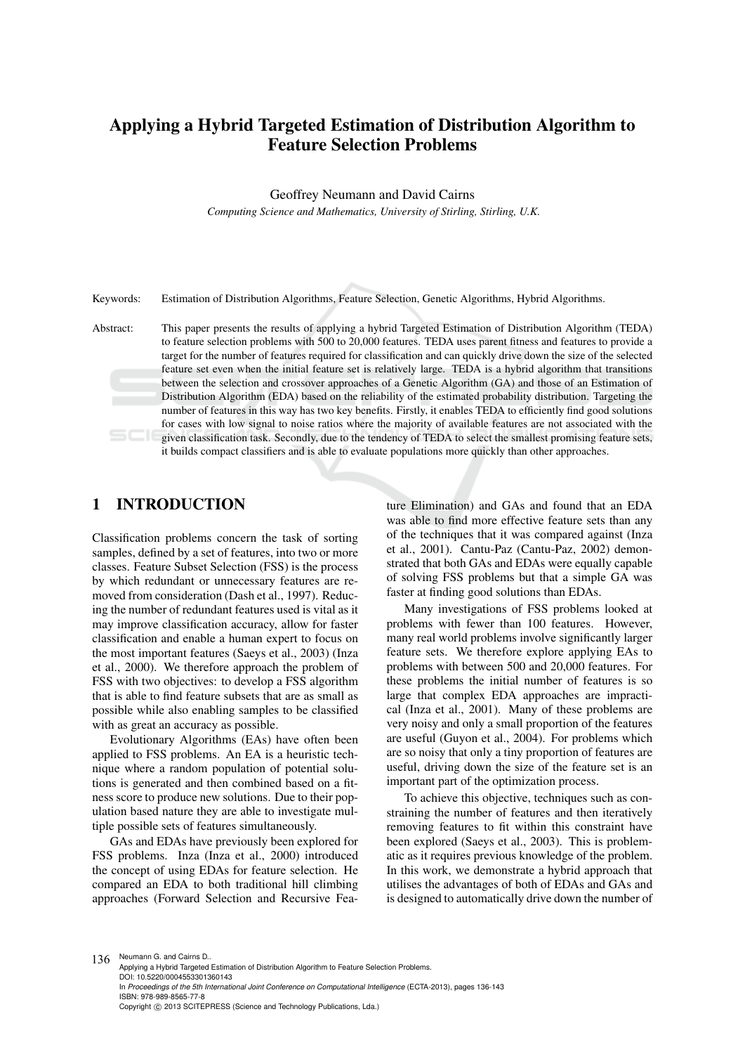# Applying a Hybrid Targeted Estimation of Distribution Algorithm to Feature Selection Problems

Geoffrey Neumann and David Cairns

*Computing Science and Mathematics, University of Stirling, Stirling, U.K.*

Keywords: Estimation of Distribution Algorithms, Feature Selection, Genetic Algorithms, Hybrid Algorithms.

Abstract: This paper presents the results of applying a hybrid Targeted Estimation of Distribution Algorithm (TEDA) to feature selection problems with 500 to 20,000 features. TEDA uses parent fitness and features to provide a target for the number of features required for classification and can quickly drive down the size of the selected feature set even when the initial feature set is relatively large. TEDA is a hybrid algorithm that transitions between the selection and crossover approaches of a Genetic Algorithm (GA) and those of an Estimation of Distribution Algorithm (EDA) based on the reliability of the estimated probability distribution. Targeting the number of features in this way has two key benefits. Firstly, it enables TEDA to efficiently find good solutions for cases with low signal to noise ratios where the majority of available features are not associated with the given classification task. Secondly, due to the tendency of TEDA to select the smallest promising feature sets, it builds compact classifiers and is able to evaluate populations more quickly than other approaches.

## 1 INTRODUCTION

Classification problems concern the task of sorting samples, defined by a set of features, into two or more classes. Feature Subset Selection (FSS) is the process by which redundant or unnecessary features are removed from consideration (Dash et al., 1997). Reducing the number of redundant features used is vital as it may improve classification accuracy, allow for faster classification and enable a human expert to focus on the most important features (Saeys et al., 2003) (Inza et al., 2000). We therefore approach the problem of FSS with two objectives: to develop a FSS algorithm that is able to find feature subsets that are as small as possible while also enabling samples to be classified with as great an accuracy as possible.

Evolutionary Algorithms (EAs) have often been applied to FSS problems. An EA is a heuristic technique where a random population of potential solutions is generated and then combined based on a fitness score to produce new solutions. Due to their population based nature they are able to investigate multiple possible sets of features simultaneously.

GAs and EDAs have previously been explored for FSS problems. Inza (Inza et al., 2000) introduced the concept of using EDAs for feature selection. He compared an EDA to both traditional hill climbing approaches (Forward Selection and Recursive Feature Elimination) and GAs and found that an EDA was able to find more effective feature sets than any of the techniques that it was compared against (Inza et al., 2001). Cantu-Paz (Cantu-Paz, 2002) demonstrated that both GAs and EDAs were equally capable of solving FSS problems but that a simple GA was faster at finding good solutions than EDAs.

Many investigations of FSS problems looked at problems with fewer than 100 features. However, many real world problems involve significantly larger feature sets. We therefore explore applying EAs to problems with between 500 and 20,000 features. For these problems the initial number of features is so large that complex EDA approaches are impractical (Inza et al., 2001). Many of these problems are very noisy and only a small proportion of the features are useful (Guyon et al., 2004). For problems which are so noisy that only a tiny proportion of features are useful, driving down the size of the feature set is an important part of the optimization process.

To achieve this objective, techniques such as constraining the number of features and then iteratively removing features to fit within this constraint have been explored (Saeys et al., 2003). This is problematic as it requires previous knowledge of the problem. In this work, we demonstrate a hybrid approach that utilises the advantages of both of EDAs and GAs and is designed to automatically drive down the number of

Neumann G. and Cairns D..
Applying a Hybrid Targeted Estimation of Distribution Algorithm to Feature Selection Problems.
DOI: 10.5220/0004553301360143
In *Proceedings of the 5th International Joint Conference on Computational Intelligence* (ECTA-2013), pages 136-143
ISBN: 978-989-8565-77-8
Copyright © 2013 SCITEPRESS (Science and Technology Publications, Lda.)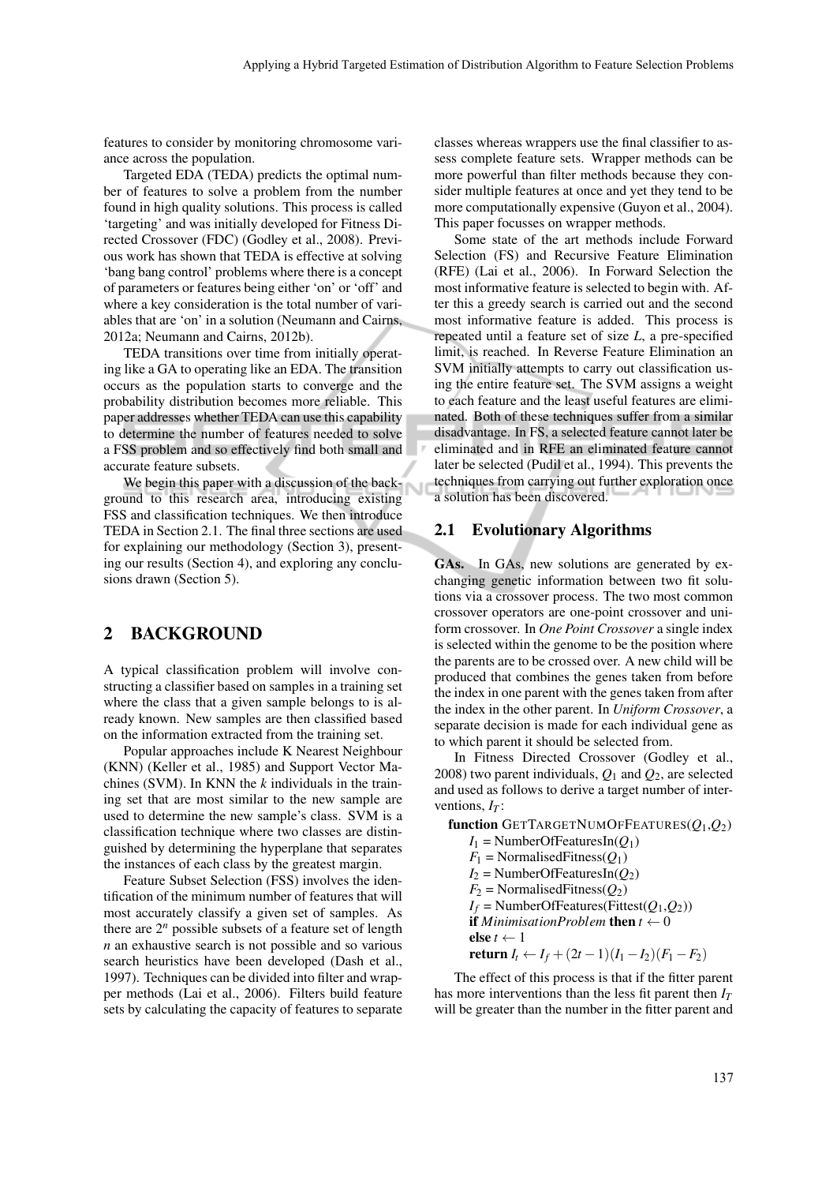features to consider by monitoring chromosome variance across the population.

Targeted EDA (TEDA) predicts the optimal number of features to solve a problem from the number found in high quality solutions. This process is called 'targeting' and was initially developed for Fitness Directed Crossover (FDC) (Godley et al., 2008). Previous work has shown that TEDA is effective at solving 'bang bang control' problems where there is a concept of parameters or features being either 'on' or 'off' and where a key consideration is the total number of variables that are 'on' in a solution (Neumann and Cairns, 2012a; Neumann and Cairns, 2012b).

TEDA transitions over time from initially operating like a GA to operating like an EDA. The transition occurs as the population starts to converge and the probability distribution becomes more reliable. This paper addresses whether TEDA can use this capability to determine the number of features needed to solve a FSS problem and so effectively find both small and accurate feature subsets.

We begin this paper with a discussion of the background to this research area, introducing existing FSS and classification techniques. We then introduce TEDA in Section 2.1. The final three sections are used for explaining our methodology (Section 3), presenting our results (Section 4), and exploring any conclusions drawn (Section 5).

## 2 BACKGROUND

A typical classification problem will involve constructing a classifier based on samples in a training set where the class that a given sample belongs to is already known. New samples are then classified based on the information extracted from the training set.

Popular approaches include K Nearest Neighbour (KNN) (Keller et al., 1985) and Support Vector Machines (SVM). In KNN the $k$ individuals in the training set that are most similar to the new sample are used to determine the new sample's class. SVM is a classification technique where two classes are distinguished by determining the hyperplane that separates the instances of each class by the greatest margin.

Feature Subset Selection (FSS) involves the identification of the minimum number of features that will most accurately classify a given set of samples. As there are $2^n$ possible subsets of a feature set of length $n$ an exhaustive search is not possible and so various search heuristics have been developed (Dash et al., 1997). Techniques can be divided into filter and wrapper methods (Lai et al., 2006). Filters build feature sets by calculating the capacity of features to separate classes whereas wrappers use the final classifier to assess complete feature sets. Wrapper methods can be more powerful than filter methods because they consider multiple features at once and yet they tend to be more computationally expensive (Guyon et al., 2004). This paper focusses on wrapper methods.

Some state of the art methods include Forward Selection (FS) and Recursive Feature Elimination (RFE) (Lai et al., 2006). In Forward Selection the most informative feature is selected to begin with. After this a greedy search is carried out and the second most informative feature is added. This process is repeated until a feature set of size $L$, a pre-specified limit, is reached. In Reverse Feature Elimination an SVM initially attempts to carry out classification using the entire feature set. The SVM assigns a weight to each feature and the least useful features are eliminated. Both of these techniques suffer from a similar disadvantage. In FS, a selected feature cannot later be eliminated and in RFE an eliminated feature cannot later be selected (Pudil et al., 1994). This prevents the techniques from carrying out further exploration once a solution has been discovered.

### 2.1 Evolutionary Algorithms

**GAs.** In GAs, new solutions are generated by exchanging genetic information between two fit solutions via a crossover process. The two most common crossover operators are one-point crossover and uniform crossover. In *One Point Crossover* a single index is selected within the genome to be the position where the parents are to be crossed over. A new child will be produced that combines the genes taken from before the index in one parent with the genes taken from after the index in the other parent. In *Uniform Crossover*, a separate decision is made for each individual gene as to which parent it should be selected from.

In Fitness Directed Crossover (Godley et al., 2008) two parent individuals, $Q_1$ and $Q_2$, are selected and used as follows to derive a target number of interventions, $I_T$:

**function** GETTARGETNUMOFFEATURES($Q_1$,$Q_2$)
$I_1$ = NumberOfFeaturesIn($Q_1$)
$F_1$ = NormalisedFitness($Q_1$)
$I_2$ = NumberOfFeaturesIn($Q_2$)
$F_2$ = NormalisedFitness($Q_2$)
$I_f$ = NumberOfFeatures(Fittest($Q_1$,$Q_2$))
**if** *MinimisationProblem* **then** $t \leftarrow 0$
**else** $t \leftarrow 1$
**return** $I_t \leftarrow I_f + (2t-1)(I_1 - I_2)(F_1 - F_2)$

The effect of this process is that if the fitter parent has more interventions than the less fit parent then $I_T$ will be greater than the number in the fitter parent and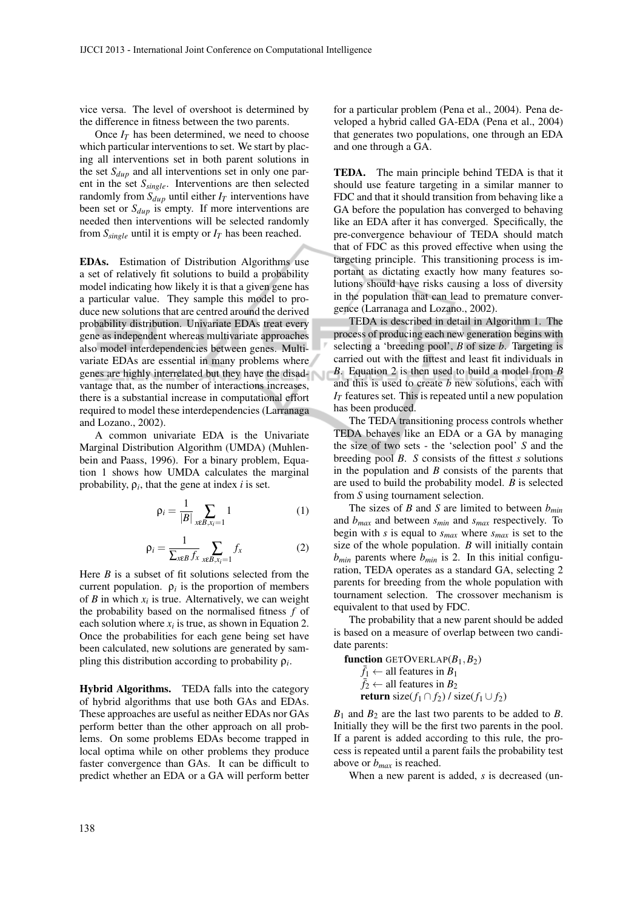vice versa. The level of overshoot is determined by the difference in fitness between the two parents.

Once $I_T$ has been determined, we need to choose which particular interventions to set. We start by placing all interventions set in both parent solutions in the set $S_{dup}$ and all interventions set in only one parent in the set $S_{single}$. Interventions are then selected randomly from $S_{dup}$ until either $I_T$ interventions have been set or $S_{dup}$ is empty. If more interventions are needed then interventions will be selected randomly from $S_{single}$ until it is empty or $I_T$ has been reached.

**EDAs.** Estimation of Distribution Algorithms use a set of relatively fit solutions to build a probability model indicating how likely it is that a given gene has a particular value. They sample this model to produce new solutions that are centred around the derived probability distribution. Univariate EDAs treat every gene as independent whereas multivariate approaches also model interdependencies between genes. Multivariate EDAs are essential in many problems where genes are highly interrelated but they have the disadvantage that, as the number of interactions increases, there is a substantial increase in computational effort required to model these interdependencies (Larranaga and Lozano., 2002).

A common univariate EDA is the Univariate Marginal Distribution Algorithm (UMDA) (Muhlenbein and Paass, 1996). For a binary problem, Equation 1 shows how UMDA calculates the marginal probability, $\rho_i$, that the gene at index $i$ is set.

$$\rho_i = \frac{1}{|B|} \sum_{x \in B, x_i = 1} 1 \tag{1}$$

$$\rho_i = \frac{1}{\sum_{x \in B} f_x} \sum_{x \in B, x_i = 1} f_x \tag{2}$$

Here $B$ is a subset of fit solutions selected from the current population. $\rho_i$ is the proportion of members of $B$ in which $x_i$ is true. Alternatively, we can weight the probability based on the normalised fitness $f$ of each solution where $x_i$ is true, as shown in Equation 2. Once the probabilities for each gene being set have been calculated, new solutions are generated by sampling this distribution according to probability $\rho_i$.

**Hybrid Algorithms.** TEDA falls into the category of hybrid algorithms that use both GAs and EDAs. These approaches are useful as neither EDAs nor GAs perform better than the other approach on all problems. On some problems EDAs become trapped in local optima while on other problems they produce faster convergence than GAs. It can be difficult to predict whether an EDA or a GA will perform better for a particular problem (Pena et al., 2004). Pena developed a hybrid called GA-EDA (Pena et al., 2004) that generates two populations, one through an EDA and one through a GA.

**TEDA.** The main principle behind TEDA is that it should use feature targeting in a similar manner to FDC and that it should transition from behaving like a GA before the population has converged to behaving like an EDA after it has converged. Specifically, the pre-convergence behaviour of TEDA should match that of FDC as this proved effective when using the targeting principle. This transitioning process is important as dictating exactly how many features solutions should have risks causing a loss of diversity in the population that can lead to premature convergence (Larranaga and Lozano., 2002).

TEDA is described in detail in Algorithm 1. The process of producing each new generation begins with selecting a 'breeding pool', $B$ of size $b$. Targeting is carried out with the fittest and least fit individuals in $B$. Equation 2 is then used to build a model from $B$ and this is used to create $b$ new solutions, each with $I_T$ features set. This is repeated until a new population has been produced.

The TEDA transitioning process controls whether TEDA behaves like an EDA or a GA by managing the size of two sets - the 'selection pool' $S$ and the breeding pool $B$. $S$ consists of the fittest $s$ solutions in the population and $B$ consists of the parents that are used to build the probability model. $B$ is selected from $S$ using tournament selection.

The sizes of $B$ and $S$ are limited to between $b_{min}$ and $b_{max}$ and between $s_{min}$ and $s_{max}$ respectively. To begin with $s$ is equal to $s_{max}$ where $s_{max}$ is set to the size of the whole population. $B$ will initially contain $b_{min}$ parents where $b_{min}$ is 2. In this initial configuration, TEDA operates as a standard GA, selecting 2 parents for breeding from the whole population with tournament selection. The crossover mechanism is equivalent to that used by FDC.

The probability that a new parent should be added is based on a measure of overlap between two candidate parents:

```
function GETOVERLAP(B_1, B_2)
    f_1 ← all features in B_1
    f_2 ← all features in B_2
    return size(f_1 ∩ f_2) / size(f_1 ∪ f_2)
```

$B_1$ and $B_2$ are the last two parents to be added to $B$. Initially they will be the first two parents in the pool. If a parent is added according to this rule, the process is repeated until a parent fails the probability test above or $b_{max}$ is reached.

When a new parent is added, $s$ is decreased (un-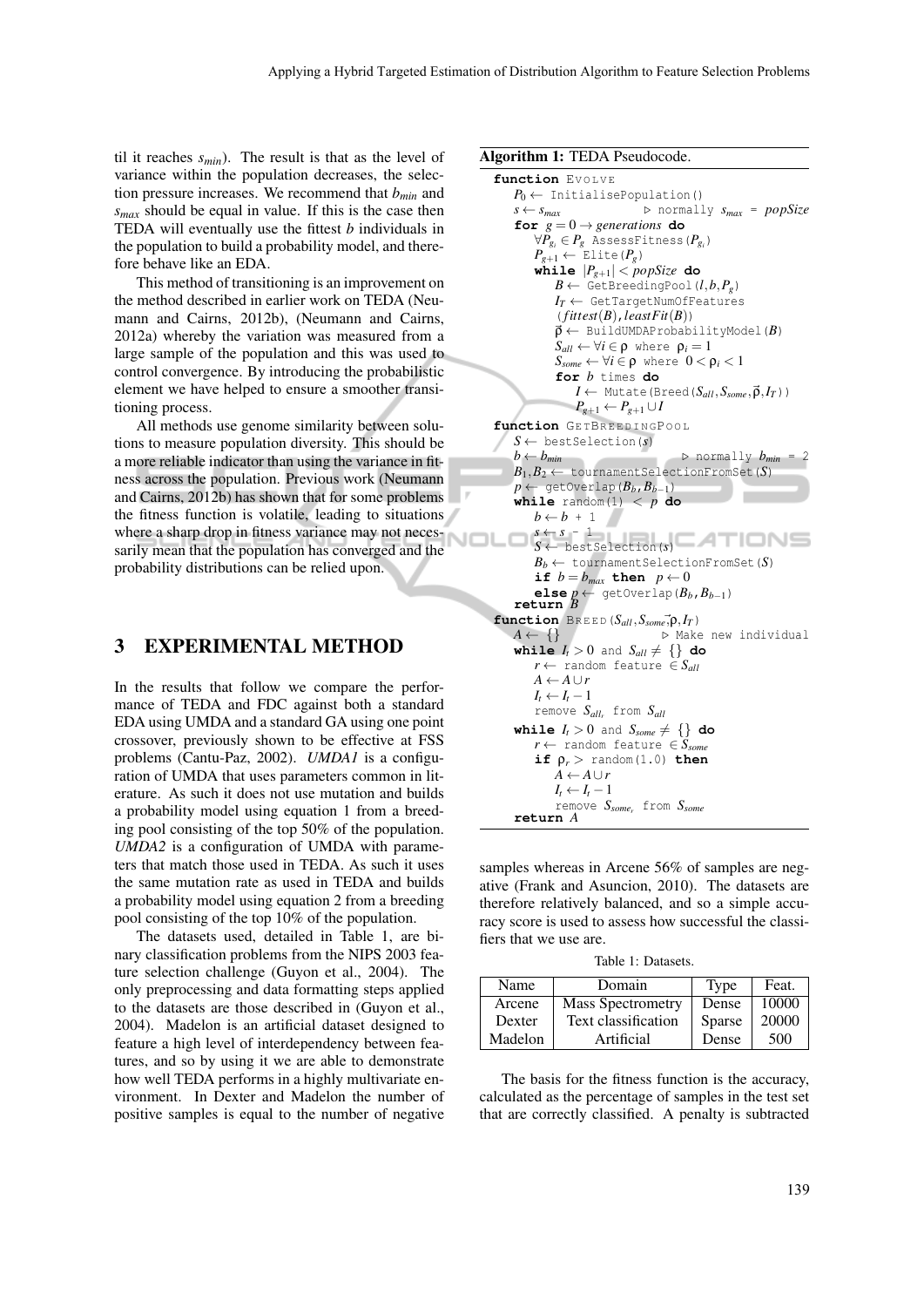til it reaches $s_{min}$). The result is that as the level of variance within the population decreases, the selection pressure increases. We recommend that $b_{min}$ and $s_{max}$ should be equal in value. If this is the case then TEDA will eventually use the fittest $b$ individuals in the population to build a probability model, and therefore behave like an EDA.

This method of transitioning is an improvement on the method described in earlier work on TEDA (Neumann and Cairns, 2012b), (Neumann and Cairns, 2012a) whereby the variation was measured from a large sample of the population and this was used to control convergence. By introducing the probabilistic element we have helped to ensure a smoother transitioning process.

All methods use genome similarity between solutions to measure population diversity. This should be a more reliable indicator than using the variance in fitness across the population. Previous work (Neumann and Cairns, 2012b) has shown that for some problems the fitness function is volatile, leading to situations where a sharp drop in fitness variance may not necessarily mean that the population has converged and the probability distributions can be relied upon.

**Algorithm 1:** TEDA Pseudocode.

```
function EVOLVE
    P_0 ← InitialisePopulation()
    s ← s_max                          ▷ normally s_max = popSize
    for g = 0 → generations do
        ∀P_{g_i} ∈ P_g AssessFitness(P_{g_i})
        P_{g+1} ← Elite(P_g)
        while |P_{g+1}| < popSize do
            B ← GetBreedingPool(l, b, P_g)
            I_T ← GetTargetNumOfFeatures
              (fittest(B), leastFit(B))
            ρ⃗ ← BuildUMDAProbabilityModel(B)
            S_all ← ∀i ∈ ρ where ρ_i = 1
            S_some ← ∀i ∈ ρ where 0 < ρ_i < 1
            for b times do
                I ← Mutate(Breed(S_all, S_some, ρ⃗, I_T))
                P_{g+1} ← P_{g+1} ∪ I
function GETBREEDINGPOOL
    S ← bestSelection(s)
    b ← b_min                          ▷ normally b_min = 2
    B_1, B_2 ← tournamentSelectionFromSet(S)
    p ← getOverlap(B_b, B_{b-1})
    while random(1) < p do
        b ← b + 1
        s ← s - 1
        S ← bestSelection(s)
        B_b ← tournamentSelectionFromSet(S)
        if b = b_max then p ← 0
        else p ← getOverlap(B_b, B_{b-1})
    return B
function BREED(S_all, S_some, ρ⃗, I_T)
    A ← {}                             ▷ Make new individual
    while I_t > 0 and S_all ≠ {} do
        r ← random feature ∈ S_all
        A ← A ∪ r
        I_t ← I_t - 1
        remove S_{all_r} from S_all
    while I_t > 0 and S_some ≠ {} do
        r ← random feature ∈ S_some
        if ρ_r > random(1.0) then
            A ← A ∪ r
            I_t ← I_t - 1
            remove S_{some_r} from S_some
    return A
```

## 3 EXPERIMENTAL METHOD

In the results that follow we compare the performance of TEDA and FDC against both a standard EDA using UMDA and a standard GA using one point crossover, previously shown to be effective at FSS problems (Cantu-Paz, 2002). *UMDA1* is a configuration of UMDA that uses parameters common in literature. As such it does not use mutation and builds a probability model using equation 1 from a breeding pool consisting of the top 50% of the population. *UMDA2* is a configuration of UMDA with parameters that match those used in TEDA. As such it uses the same mutation rate as used in TEDA and builds a probability model using equation 2 from a breeding pool consisting of the top 10% of the population.

The datasets used, detailed in Table 1, are binary classification problems from the NIPS 2003 feature selection challenge (Guyon et al., 2004). The only preprocessing and data formatting steps applied to the datasets are those described in (Guyon et al., 2004). Madelon is an artificial dataset designed to feature a high level of interdependency between features, and so by using it we are able to demonstrate how well TEDA performs in a highly multivariate environment. In Dexter and Madelon the number of positive samples is equal to the number of negative samples whereas in Arcene 56% of samples are negative (Frank and Asuncion, 2010). The datasets are therefore relatively balanced, and so a simple accuracy score is used to assess how successful the classifiers that we use are.

Table 1: Datasets.

| Name | Domain | Type | Feat. |
|---|---|---|---|
| Arcene | Mass Spectrometry | Dense | 10000 |
| Dexter | Text classification | Sparse | 20000 |
| Madelon | Artificial | Dense | 500 |

The basis for the fitness function is the accuracy, calculated as the percentage of samples in the test set that are correctly classified. A penalty is subtracted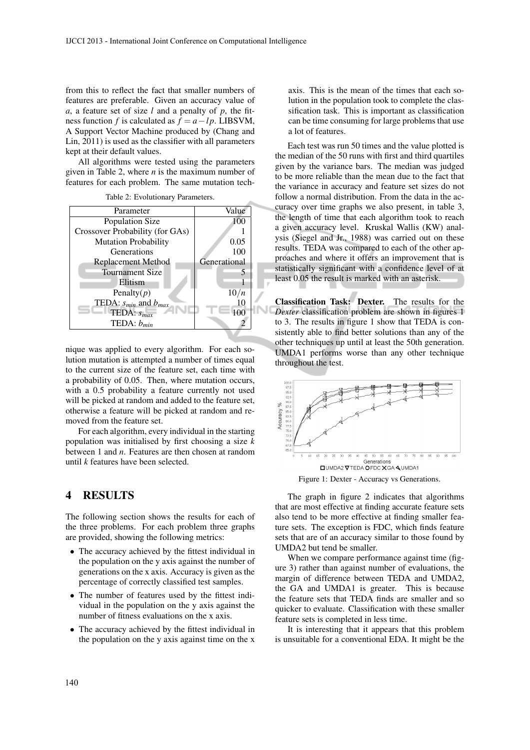from this to reflect the fact that smaller numbers of features are preferable. Given an accuracy value of $a$, a feature set of size $l$ and a penalty of $p$, the fitness function $f$ is calculated as $f = a - lp$. LIBSVM, A Support Vector Machine produced by (Chang and Lin, 2011) is used as the classifier with all parameters kept at their default values.

All algorithms were tested using the parameters given in Table 2, where $n$ is the maximum number of features for each problem. The same mutation technique was applied to every algorithm. For each solution mutation is attempted a number of times equal to the current size of the feature set, each time with a probability of 0.05. Then, where mutation occurs, with a 0.5 probability a feature currently not used will be picked at random and added to the feature set, otherwise a feature will be picked at random and removed from the feature set.

Table 2: Evolutionary Parameters.

| Parameter | Value |
|---|---|
| Population Size | 100 |
| Crossover Probability (for GAs) | 1 |
| Mutation Probability | 0.05 |
| Generations | 100 |
| Replacement Method | Generational |
| Tournament Size | 5 |
| Elitism | 1 |
| Penalty($p$) | $10/n$ |
| TEDA: $s_{min}$ and $b_{max}$ | 10 |
| TEDA: $s_{max}$ | 100 |
| TEDA: $b_{min}$ | 2 |

For each algorithm, every individual in the starting population was initialised by first choosing a size $k$ between 1 and $n$. Features are then chosen at random until $k$ features have been selected.

# 4 RESULTS

The following section shows the results for each of the three problems. For each problem three graphs are provided, showing the following metrics:

- The accuracy achieved by the fittest individual in the population on the y axis against the number of generations on the x axis. Accuracy is given as the percentage of correctly classified test samples.
- The number of features used by the fittest individual in the population on the y axis against the number of fitness evaluations on the x axis.
- The accuracy achieved by the fittest individual in the population on the y axis against time on the x axis. This is the mean of the times that each solution in the population took to complete the classification task. This is important as classification can be time consuming for large problems that use a lot of features.

Each test was run 50 times and the value plotted is the median of the 50 runs with first and third quartiles given by the variance bars. The median was judged to be more reliable than the mean due to the fact that the variance in accuracy and feature set sizes do not follow a normal distribution. From the data in the accuracy over time graphs we also present, in table 3, the length of time that each algorithm took to reach a given accuracy level. Kruskal Wallis (KW) analysis (Siegel and Jr., 1988) was carried out on these results. TEDA was compared to each of the other approaches and where it offers an improvement that is statistically significant with a confidence level of at least 0.05 the result is marked with an asterisk.

**Classification Task: Dexter.** The results for the *Dexter* classification problem are shown in figures 1 to 3. The results in figure 1 show that TEDA is consistently able to find better solutions than any of the other techniques up until at least the 50th generation. UMDA1 performs worse than any other technique throughout the test.

Accuracy %
100.0
97.5
95.0
92.5
90.0
87.5
85.0
82.5
80.0
77.5
75.0
72.5
70.0
67.5
65.0
Generations
0 5 10 15 20 25 30 35 40 45 50 55 60 65 70 75 80 85 90 95 100
UMDA2 TEDA FDC GA UMDA1

Figure 1: Dexter - Accuracy vs Generations.

The graph in figure 2 indicates that algorithms that are most effective at finding accurate feature sets also tend to be more effective at finding smaller feature sets. The exception is FDC, which finds feature sets that are of an accuracy similar to those found by UMDA2 but tend be smaller.

When we compare performance against time (figure 3) rather than against number of evaluations, the margin of difference between TEDA and UMDA2, the GA and UMDA1 is greater. This is because the feature sets that TEDA finds are smaller and so quicker to evaluate. Classification with these smaller feature sets is completed in less time.

It is interesting that it appears that this problem is unsuitable for a conventional EDA. It might be the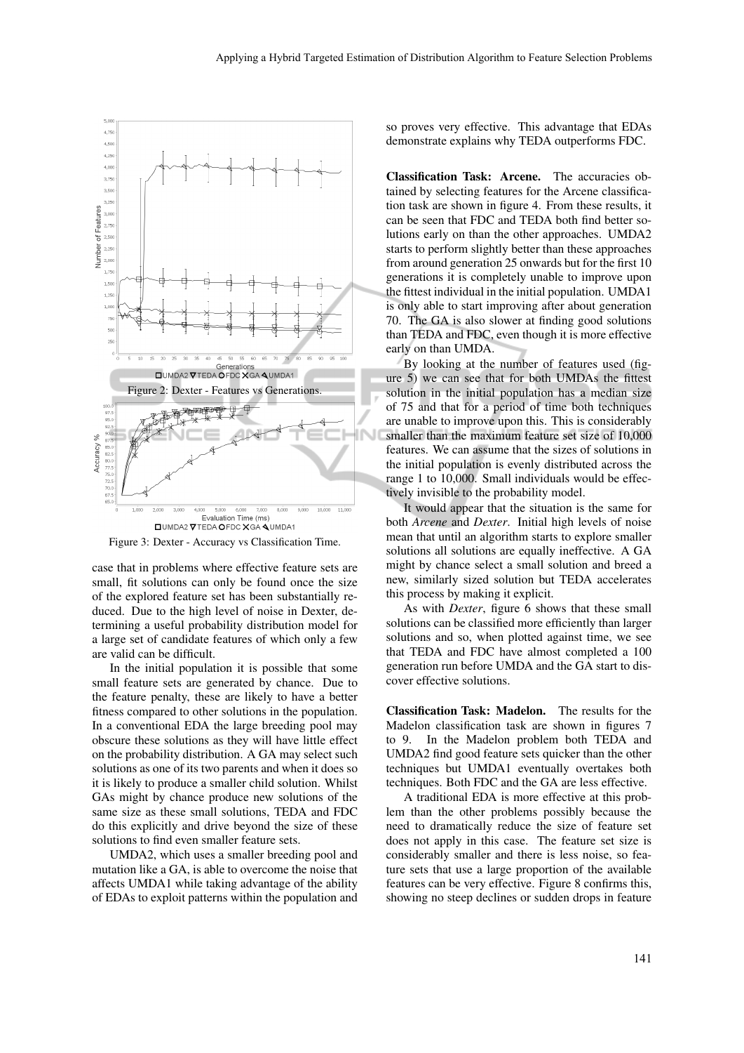5,000
4,750
4,500
4,250
4,000
3,750
3,500
3,250
3,000
2,750
2,500
2,250
2,000
1,750
1,500
1,250
1,000
750
500
250
0

Number of Features

0 5 10 15 20 25 30 35 40 45 50 55 60 65 70 75 80 85 90 95 100

Generations

UMDA2 TEDA FDC GA UMDA1

Figure 2: Dexter - Features vs Generations.

100.0
97.5
95.0
92.5
90.0
87.5
85.0
82.5
80.0
77.5
75.0
72.5
70.0
67.5
65.0

Accuracy %

0 1,000 2,000 3,000 4,000 5,000 6,000 7,000 8,000 9,000 10,000 11,000

Evaluation Time (ms)

UMDA2 TEDA FDC GA UMDA1

Figure 3: Dexter - Accuracy vs Classification Time.

case that in problems where effective feature sets are small, fit solutions can only be found once the size of the explored feature set has been substantially reduced. Due to the high level of noise in Dexter, determining a useful probability distribution model for a large set of candidate features of which only a few are valid can be difficult.

In the initial population it is possible that some small feature sets are generated by chance. Due to the feature penalty, these are likely to have a better fitness compared to other solutions in the population. In a conventional EDA the large breeding pool may obscure these solutions as they will have little effect on the probability distribution. A GA may select such solutions as one of its two parents and when it does so it is likely to produce a smaller child solution. Whilst GAs might by chance produce new solutions of the same size as these small solutions, TEDA and FDC do this explicitly and drive beyond the size of these solutions to find even smaller feature sets.

UMDA2, which uses a smaller breeding pool and mutation like a GA, is able to overcome the noise that affects UMDA1 while taking advantage of the ability of EDAs to exploit patterns within the population and so proves very effective. This advantage that EDAs demonstrate explains why TEDA outperforms FDC.

**Classification Task: Arcene.** The accuracies obtained by selecting features for the Arcene classification task are shown in figure 4. From these results, it can be seen that FDC and TEDA both find better solutions early on than the other approaches. UMDA2 starts to perform slightly better than these approaches from around generation 25 onwards but for the first 10 generations it is completely unable to improve upon the fittest individual in the initial population. UMDA1 is only able to start improving after about generation 70. The GA is also slower at finding good solutions than TEDA and FDC, even though it is more effective early on than UMDA.

By looking at the number of features used (figure 5) we can see that for both UMDAs the fittest solution in the initial population has a median size of 75 and that for a period of time both techniques are unable to improve upon this. This is considerably smaller than the maximum feature set size of 10,000 features. We can assume that the sizes of solutions in the initial population is evenly distributed across the range 1 to 10,000. Small individuals would be effectively invisible to the probability model.

It would appear that the situation is the same for both *Arcene* and *Dexter*. Initial high levels of noise mean that until an algorithm starts to explore smaller solutions all solutions are equally ineffective. A GA might by chance select a small solution and breed a new, similarly sized solution but TEDA accelerates this process by making it explicit.

As with *Dexter*, figure 6 shows that these small solutions can be classified more efficiently than larger solutions and so, when plotted against time, we see that TEDA and FDC have almost completed a 100 generation run before UMDA and the GA start to discover effective solutions.

**Classification Task: Madelon.** The results for the Madelon classification task are shown in figures 7 to 9. In the Madelon problem both TEDA and UMDA2 find good feature sets quicker than the other techniques but UMDA1 eventually overtakes both techniques. Both FDC and the GA are less effective.

A traditional EDA is more effective at this problem than the other problems possibly because the need to dramatically reduce the size of feature set does not apply in this case. The feature set size is considerably smaller and there is less noise, so feature sets that use a large proportion of the available features can be very effective. Figure 8 confirms this, showing no steep declines or sudden drops in feature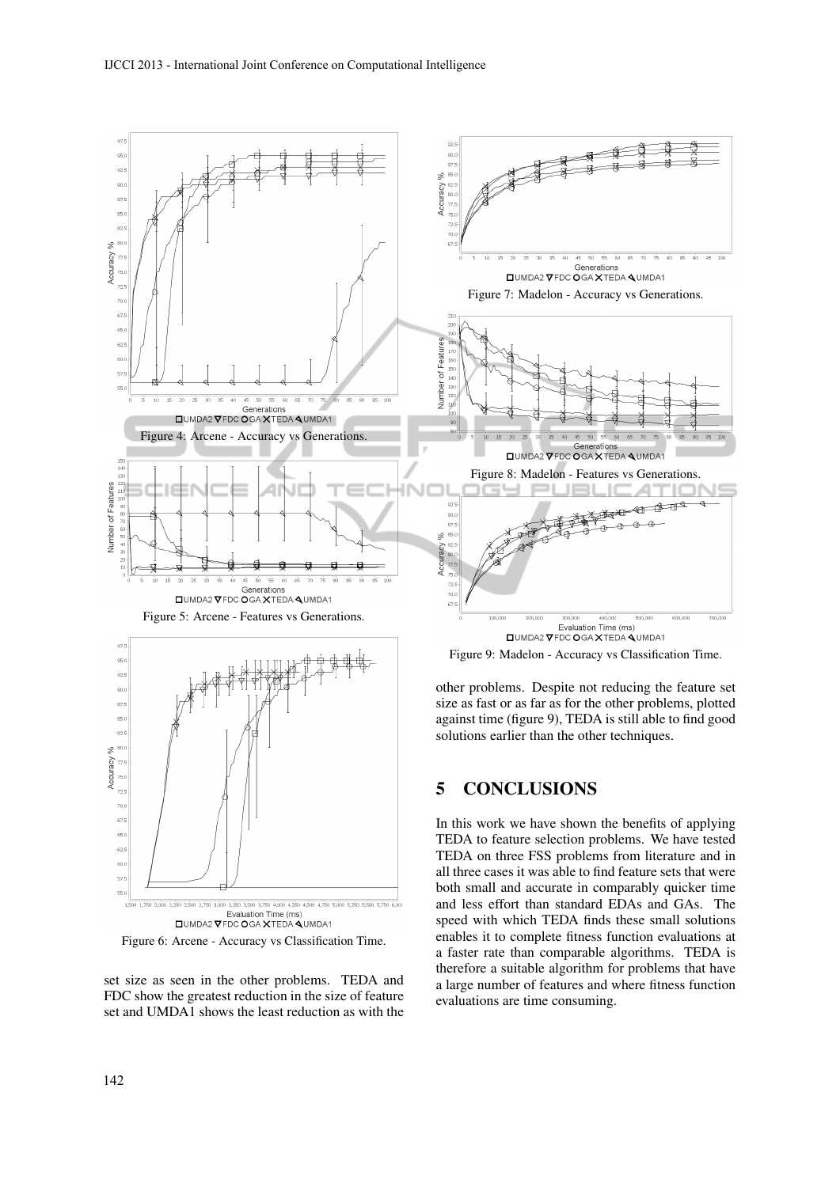Figure 4: Arcene - Accuracy vs Generations.

Figure 5: Arcene - Features vs Generations.

Figure 6: Arcene - Accuracy vs Classification Time.

set size as seen in the other problems. TEDA and FDC show the greatest reduction in the size of feature set and UMDA1 shows the least reduction as with the other problems. Despite not reducing the feature set size as fast or as far as for the other problems, plotted against time (figure 9), TEDA is still able to find good solutions earlier than the other techniques.

Figure 7: Madelon - Accuracy vs Generations.

Figure 8: Madelon - Features vs Generations.

Figure 9: Madelon - Accuracy vs Classification Time.

## 5 CONCLUSIONS

In this work we have shown the benefits of applying TEDA to feature selection problems. We have tested TEDA on three FSS problems from literature and in all three cases it was able to find feature sets that were both small and accurate in comparably quicker time and less effort than standard EDAs and GAs. The speed with which TEDA finds these small solutions enables it to complete fitness function evaluations at a faster rate than comparable algorithms. TEDA is therefore a suitable algorithm for problems that have a large number of features and where fitness function evaluations are time consuming.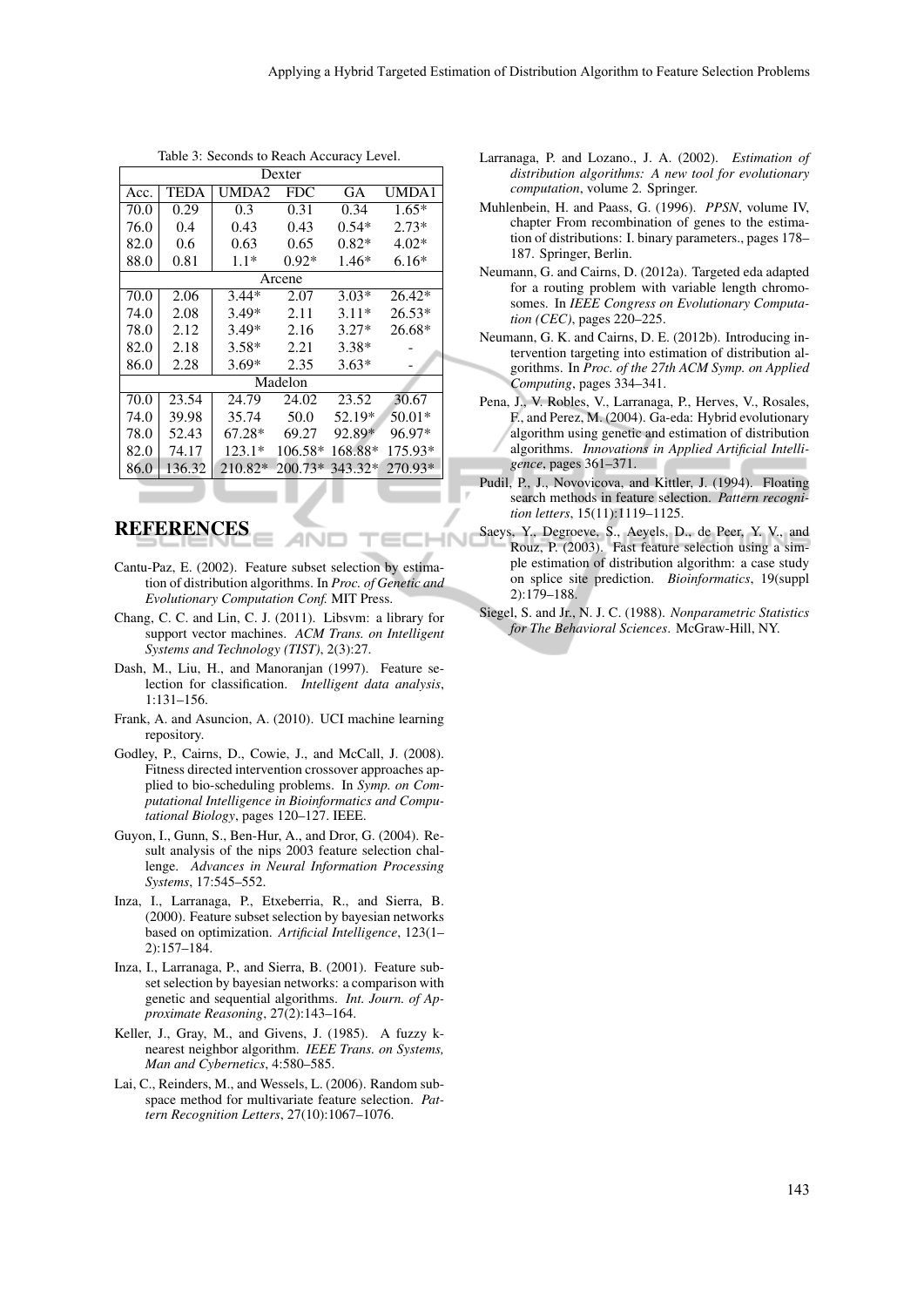Table 3: Seconds to Reach Accuracy Level.

| Acc. | TEDA | UMDA2 | FDC | GA | UMDA1 |
|---|---|---|---|---|---|
| Dexter | | | | | |
| 70.0 | 0.29 | 0.3 | 0.31 | 0.34 | 1.65* |
| 76.0 | 0.4 | 0.43 | 0.43 | 0.54* | 2.73* |
| 82.0 | 0.6 | 0.63 | 0.65 | 0.82* | 4.02* |
| 88.0 | 0.81 | 1.1* | 0.92* | 1.46* | 6.16* |
| Arcene | | | | | |
| 70.0 | 2.06 | 3.44* | 2.07 | 3.03* | 26.42* |
| 74.0 | 2.08 | 3.49* | 2.11 | 3.11* | 26.53* |
| 78.0 | 2.12 | 3.49* | 2.16 | 3.27* | 26.68* |
| 82.0 | 2.18 | 3.58* | 2.21 | 3.38* | - |
| 86.0 | 2.28 | 3.69* | 2.35 | 3.63* | - |
| Madelon | | | | | |
| 70.0 | 23.54 | 24.79 | 24.02 | 23.52 | 30.67 |
| 74.0 | 39.98 | 35.74 | 50.0 | 52.19* | 50.01* |
| 78.0 | 52.43 | 67.28* | 69.27 | 92.89* | 96.97* |
| 82.0 | 74.17 | 123.1* | 106.58* | 168.88* | 175.93* |
| 86.0 | 136.32 | 210.82* | 200.73* | 343.32* | 270.93* |

## REFERENCES

Cantu-Paz, E. (2002). Feature subset selection by estimation of distribution algorithms. In *Proc. of Genetic and Evolutionary Computation Conf.* MIT Press.

Chang, C. C. and Lin, C. J. (2011). Libsvm: a library for support vector machines. *ACM Trans. on Intelligent Systems and Technology (TIST)*, 2(3):27.

Dash, M., Liu, H., and Manoranjan (1997). Feature selection for classification. *Intelligent data analysis*, 1:131–156.

Frank, A. and Asuncion, A. (2010). UCI machine learning repository.

Godley, P., Cairns, D., Cowie, J., and McCall, J. (2008). Fitness directed intervention crossover approaches applied to bio-scheduling problems. In *Symp. on Computational Intelligence in Bioinformatics and Computational Biology*, pages 120–127. IEEE.

Guyon, I., Gunn, S., Ben-Hur, A., and Dror, G. (2004). Result analysis of the nips 2003 feature selection challenge. *Advances in Neural Information Processing Systems*, 17:545–552.

Inza, I., Larranaga, P., Etxeberria, R., and Sierra, B. (2000). Feature subset selection by bayesian networks based on optimization. *Artificial Intelligence*, 123(1–2):157–184.

Inza, I., Larranaga, P., and Sierra, B. (2001). Feature subset selection by bayesian networks: a comparison with genetic and sequential algorithms. *Int. Journ. of Approximate Reasoning*, 27(2):143–164.

Keller, J., Gray, M., and Givens, J. (1985). A fuzzy k-nearest neighbor algorithm. *IEEE Trans. on Systems, Man and Cybernetics*, 4:580–585.

Lai, C., Reinders, M., and Wessels, L. (2006). Random subspace method for multivariate feature selection. *Pattern Recognition Letters*, 27(10):1067–1076.

Larranaga, P. and Lozano., J. A. (2002). *Estimation of distribution algorithms: A new tool for evolutionary computation*, volume 2. Springer.

Muhlenbein, H. and Paass, G. (1996). *PPSN*, volume IV, chapter From recombination of genes to the estimation of distributions: I. binary parameters., pages 178–187. Springer, Berlin.

Neumann, G. and Cairns, D. (2012a). Targeted eda adapted for a routing problem with variable length chromosomes. In *IEEE Congress on Evolutionary Computation (CEC)*, pages 220–225.

Neumann, G. K. and Cairns, D. E. (2012b). Introducing intervention targeting into estimation of distribution algorithms. In *Proc. of the 27th ACM Symp. on Applied Computing*, pages 334–341.

Pena, J., V. Robles, V., Larranaga, P., Herves, V., Rosales, F., and Perez, M. (2004). Ga-eda: Hybrid evolutionary algorithm using genetic and estimation of distribution algorithms. *Innovations in Applied Artificial Intelligence*, pages 361–371.

Pudil, P., J., Novovicova, and Kittler, J. (1994). Floating search methods in feature selection. *Pattern recognition letters*, 15(11):1119–1125.

Saeys, Y., Degroeve, S., Aeyels, D., de Peer, Y. V., and Rouz, P. (2003). Fast feature selection using a simple estimation of distribution algorithm: a case study on splice site prediction. *Bioinformatics*, 19(suppl 2):179–188.

Siegel, S. and Jr., N. J. C. (1988). *Nonparametric Statistics for The Behavioral Sciences*. McGraw-Hill, NY.